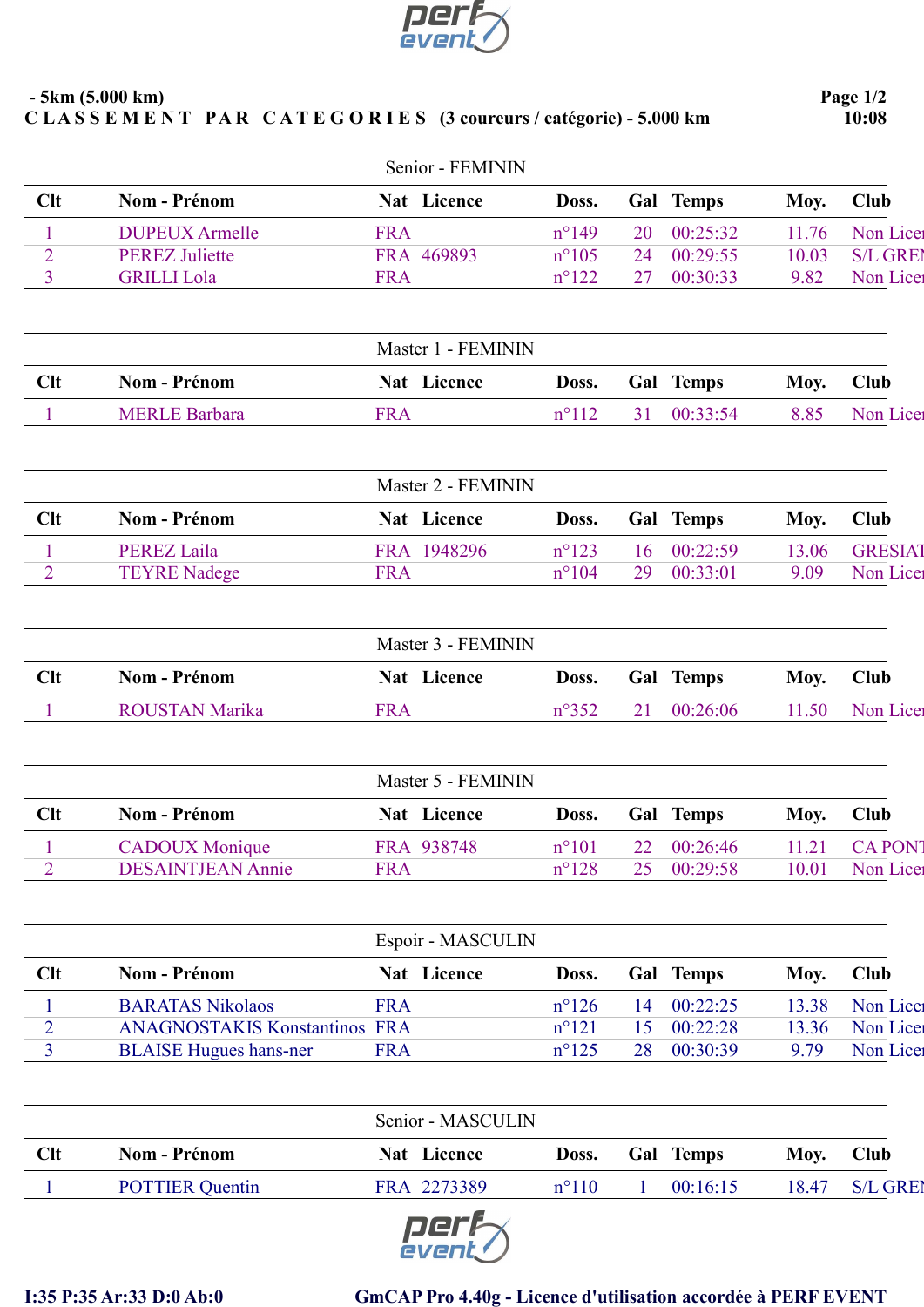**- 5km (5.000 km)**

**C L A S S E M E N T   P A R   C A T E G O R I E S   (3 coureurs / catégorie) - 5.000 km**

**Page 1/2**
**10:08**

### Senior - FEMININ

| Clt | Nom - Prénom | Nat | Licence | Doss. | Gal | Temps | Moy. | Club |
|---|---|---|---|---|---|---|---|---|
| 1 | DUPEUX Armelle | FRA | | n°149 | 20 | 00:25:32 | 11.76 | Non Licen |
| 2 | PEREZ Juliette | FRA | 469893 | n°105 | 24 | 00:29:55 | 10.03 | S/L GREN |
| 3 | GRILLI Lola | FRA | | n°122 | 27 | 00:30:33 | 9.82 | Non Licen |

### Master 1 - FEMININ

| Clt | Nom - Prénom | Nat | Licence | Doss. | Gal | Temps | Moy. | Club |
|---|---|---|---|---|---|---|---|---|
| 1 | MERLE Barbara | FRA | | n°112 | 31 | 00:33:54 | 8.85 | Non Licen |

### Master 2 - FEMININ

| Clt | Nom - Prénom | Nat | Licence | Doss. | Gal | Temps | Moy. | Club |
|---|---|---|---|---|---|---|---|---|
| 1 | PEREZ Laila | FRA | 1948296 | n°123 | 16 | 00:22:59 | 13.06 | GRESIAT |
| 2 | TEYRE Nadege | FRA | | n°104 | 29 | 00:33:01 | 9.09 | Non Licen |

### Master 3 - FEMININ

| Clt | Nom - Prénom | Nat | Licence | Doss. | Gal | Temps | Moy. | Club |
|---|---|---|---|---|---|---|---|---|
| 1 | ROUSTAN Marika | FRA | | n°352 | 21 | 00:26:06 | 11.50 | Non Licen |

### Master 5 - FEMININ

| Clt | Nom - Prénom | Nat | Licence | Doss. | Gal | Temps | Moy. | Club |
|---|---|---|---|---|---|---|---|---|
| 1 | CADOUX Monique | FRA | 938748 | n°101 | 22 | 00:26:46 | 11.21 | CA PONT |
| 2 | DESAINTJEAN Annie | FRA | | n°128 | 25 | 00:29:58 | 10.01 | Non Licen |

### Espoir - MASCULIN

| Clt | Nom - Prénom | Nat | Licence | Doss. | Gal | Temps | Moy. | Club |
|---|---|---|---|---|---|---|---|---|
| 1 | BARATAS Nikolaos | FRA | | n°126 | 14 | 00:22:25 | 13.38 | Non Licen |
| 2 | ANAGNOSTAKIS Konstantinos | FRA | | n°121 | 15 | 00:22:28 | 13.36 | Non Licen |
| 3 | BLAISE Hugues hans-ner | FRA | | n°125 | 28 | 00:30:39 | 9.79 | Non Licen |

### Senior - MASCULIN

| Clt | Nom - Prénom | Nat | Licence | Doss. | Gal | Temps | Moy. | Club |
|---|---|---|---|---|---|---|---|---|
| 1 | POTTIER Quentin | FRA | 2273389 | n°110 | 1 | 00:16:15 | 18.47 | S/L GREN |

I:35 P:35 Ar:33 D:0 Ab:0

**GmCAP Pro 4.40g - Licence d'utilisation accordée à PERF EVENT**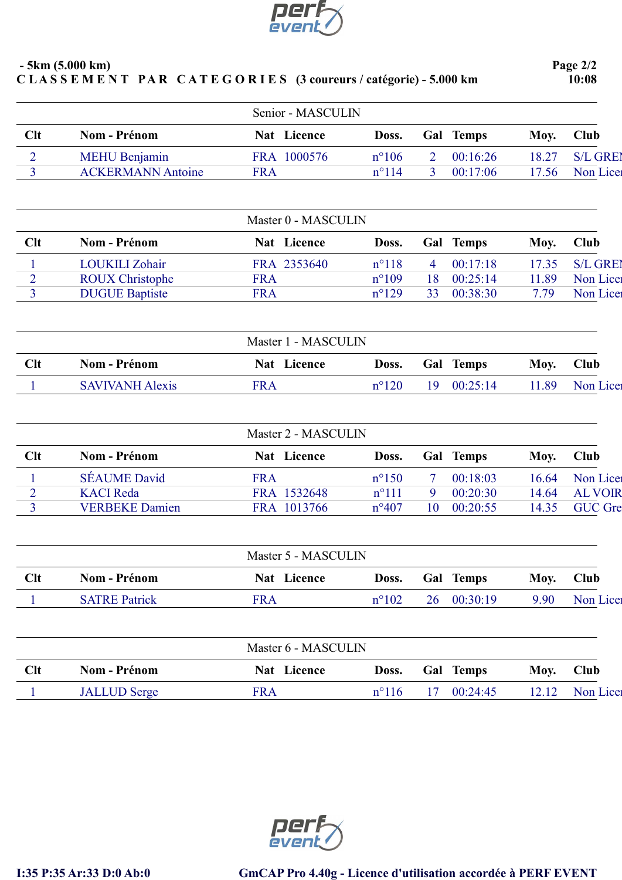- 5km (5.000 km)

**C L A S S E M E N T   P A R   C A T E G O R I E S   (3 coureurs / catégorie) - 5.000 km**

10:08

### Senior - MASCULIN

| Clt | Nom - Prénom | Nat | Licence | Doss. | Gal | Temps | Moy. | Club |
|---|---|---|---|---|---|---|---|---|
| 2 | MEHU Benjamin | FRA | 1000576 | n°106 | 2 | 00:16:26 | 18.27 | S/L GREN |
| 3 | ACKERMANN Antoine | FRA | | n°114 | 3 | 00:17:06 | 17.56 | Non Licen |

### Master 0 - MASCULIN

| Clt | Nom - Prénom | Nat | Licence | Doss. | Gal | Temps | Moy. | Club |
|---|---|---|---|---|---|---|---|---|
| 1 | LOUKILI Zohair | FRA | 2353640 | n°118 | 4 | 00:17:18 | 17.35 | S/L GREN |
| 2 | ROUX Christophe | FRA | | n°109 | 18 | 00:25:14 | 11.89 | Non Licen |
| 3 | DUGUE Baptiste | FRA | | n°129 | 33 | 00:38:30 | 7.79 | Non Licen |

### Master 1 - MASCULIN

| Clt | Nom - Prénom | Nat | Licence | Doss. | Gal | Temps | Moy. | Club |
|---|---|---|---|---|---|---|---|---|
| 1 | SAVIVANH Alexis | FRA | | n°120 | 19 | 00:25:14 | 11.89 | Non Licen |

### Master 2 - MASCULIN

| Clt | Nom - Prénom | Nat | Licence | Doss. | Gal | Temps | Moy. | Club |
|---|---|---|---|---|---|---|---|---|
| 1 | SÉAUME David | FRA | | n°150 | 7 | 00:18:03 | 16.64 | Non Licen |
| 2 | KACI Reda | FRA | 1532648 | n°111 | 9 | 00:20:30 | 14.64 | AL VOIR |
| 3 | VERBEKE Damien | FRA | 1013766 | n°407 | 10 | 00:20:55 | 14.35 | GUC Gre |

### Master 5 - MASCULIN

| Clt | Nom - Prénom | Nat | Licence | Doss. | Gal | Temps | Moy. | Club |
|---|---|---|---|---|---|---|---|---|
| 1 | SATRE Patrick | FRA | | n°102 | 26 | 00:30:19 | 9.90 | Non Licen |

### Master 6 - MASCULIN

| Clt | Nom - Prénom | Nat | Licence | Doss. | Gal | Temps | Moy. | Club |
|---|---|---|---|---|---|---|---|---|
| 1 | JALLUD Serge | FRA | | n°116 | 17 | 00:24:45 | 12.12 | Non Licen |

I:35 P:35 Ar:33 D:0 Ab:0

GmCAP Pro 4.40g - Licence d'utilisation accordée à PERF EVENT